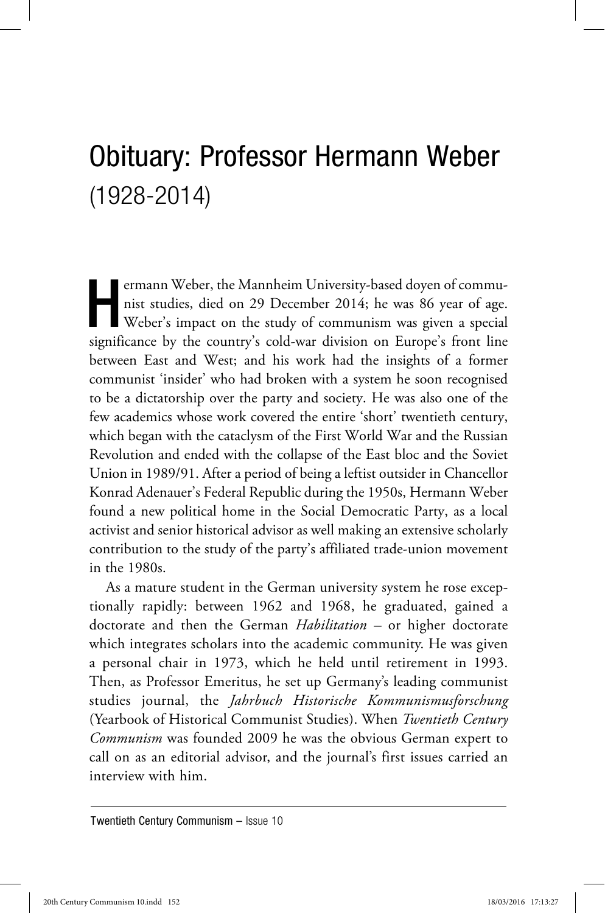# Obituary: Professor Hermann Weber (1928-2014)

Hermann Weber, the Mannheim University-based doyen of communist studies, died on 29 December 2014; he was 86 year of age. Weber's impact on the study of communism was given a special significance by the country's cold-war division on Europe's front line between East and West; and his work had the insights of a former communist 'insider' who had broken with a system he soon recognised to be a dictatorship over the party and society. He was also one of the few academics whose work covered the entire 'short' twentieth century, which began with the cataclysm of the First World War and the Russian Revolution and ended with the collapse of the East bloc and the Soviet Union in 1989/91. After a period of being a leftist outsider in Chancellor Konrad Adenauer's Federal Republic during the 1950s, Hermann Weber found a new political home in the Social Democratic Party, as a local activist and senior historical advisor as well making an extensive scholarly contribution to the study of the party's affiliated trade-union movement in the 1980s.

As a mature student in the German university system he rose exceptionally rapidly: between 1962 and 1968, he graduated, gained a doctorate and then the German *Habilitation* – or higher doctorate which integrates scholars into the academic community. He was given a personal chair in 1973, which he held until retirement in 1993. Then, as Professor Emeritus, he set up Germany's leading communist studies journal, the *Jahrbuch Historische Kommunismusforschung* (Yearbook of Historical Communist Studies). When *Twentieth Century Communism* was founded 2009 he was the obvious German expert to call on as an editorial advisor, and the journal's first issues carried an interview with him.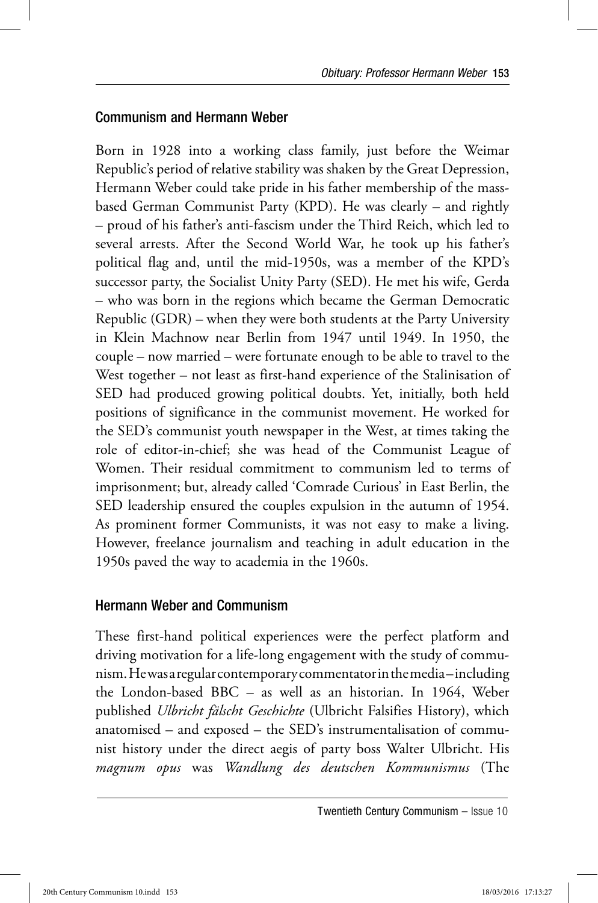## Communism and Hermann Weber

Born in 1928 into a working class family, just before the Weimar Republic's period of relative stability was shaken by the Great Depression, Hermann Weber could take pride in his father membership of the mass-based German Communist Party (KPD). He was clearly – and rightly – proud of his father's anti-fascism under the Third Reich, which led to several arrests. After the Second World War, he took up his father's political flag and, until the mid-1950s, was a member of the KPD's successor party, the Socialist Unity Party (SED). He met his wife, Gerda – who was born in the regions which became the German Democratic Republic (GDR) – when they were both students at the Party University in Klein Machnow near Berlin from 1947 until 1949. In 1950, the couple – now married – were fortunate enough to be able to travel to the West together – not least as first-hand experience of the Stalinisation of SED had produced growing political doubts. Yet, initially, both held positions of significance in the communist movement. He worked for the SED's communist youth newspaper in the West, at times taking the role of editor-in-chief; she was head of the Communist League of Women. Their residual commitment to communism led to terms of imprisonment; but, already called 'Comrade Curious' in East Berlin, the SED leadership ensured the couples expulsion in the autumn of 1954. As prominent former Communists, it was not easy to make a living. However, freelance journalism and teaching in adult education in the 1950s paved the way to academia in the 1960s.

## Hermann Weber and Communism

These first-hand political experiences were the perfect platform and driving motivation for a life-long engagement with the study of communism. He was a regular contemporary commentator in the media – including the London-based BBC – as well as an historian. In 1964, Weber published *Ulbricht fälscht Geschichte* (Ulbricht Falsifies History), which anatomised – and exposed – the SED's instrumentalisation of communist history under the direct aegis of party boss Walter Ulbricht. His *magnum opus* was *Wandlung des deutschen Kommunismus* (The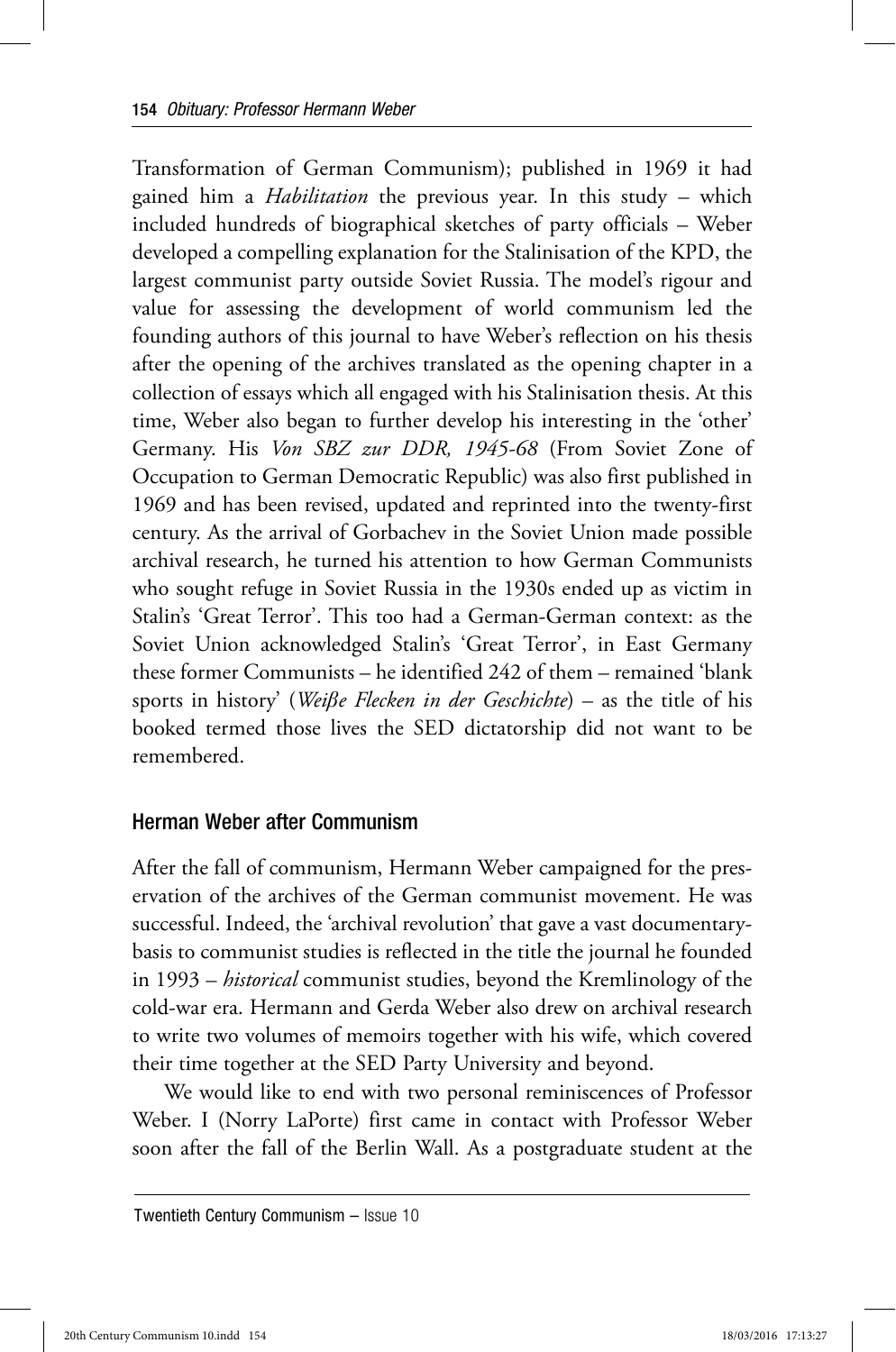Transformation of German Communism); published in 1969 it had gained him a *Habilitation* the previous year. In this study – which included hundreds of biographical sketches of party officials – Weber developed a compelling explanation for the Stalinisation of the KPD, the largest communist party outside Soviet Russia. The model's rigour and value for assessing the development of world communism led the founding authors of this journal to have Weber's reflection on his thesis after the opening of the archives translated as the opening chapter in a collection of essays which all engaged with his Stalinisation thesis. At this time, Weber also began to further develop his interesting in the 'other' Germany. His *Von SBZ zur DDR, 1945-68* (From Soviet Zone of Occupation to German Democratic Republic) was also first published in 1969 and has been revised, updated and reprinted into the twenty-first century. As the arrival of Gorbachev in the Soviet Union made possible archival research, he turned his attention to how German Communists who sought refuge in Soviet Russia in the 1930s ended up as victim in Stalin's 'Great Terror'. This too had a German-German context: as the Soviet Union acknowledged Stalin's 'Great Terror', in East Germany these former Communists – he identified 242 of them – remained 'blank sports in history' (*Weiße Flecken in der Geschichte*) – as the title of his booked termed those lives the SED dictatorship did not want to be remembered.

## Herman Weber after Communism

After the fall of communism, Hermann Weber campaigned for the preservation of the archives of the German communist movement. He was successful. Indeed, the 'archival revolution' that gave a vast documentary-basis to communist studies is reflected in the title the journal he founded in 1993 – *historical* communist studies, beyond the Kremlinology of the cold-war era. Hermann and Gerda Weber also drew on archival research to write two volumes of memoirs together with his wife, which covered their time together at the SED Party University and beyond.

We would like to end with two personal reminiscences of Professor Weber. I (Norry LaPorte) first came in contact with Professor Weber soon after the fall of the Berlin Wall. As a postgraduate student at the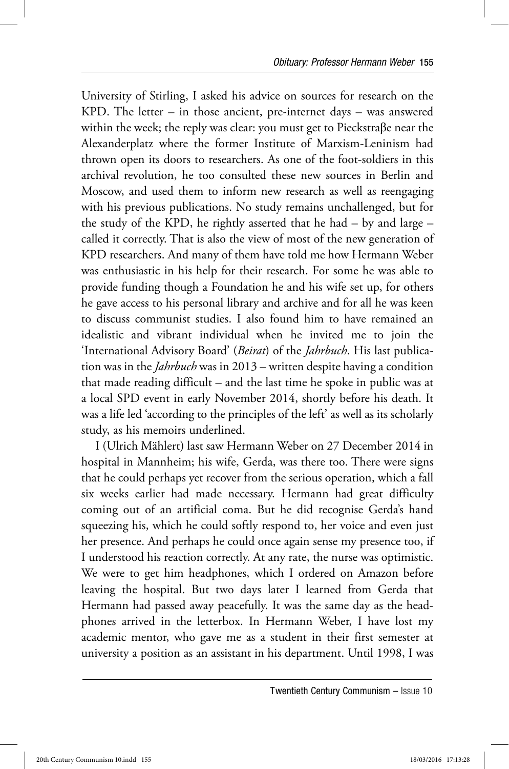University of Stirling, I asked his advice on sources for research on the KPD. The letter – in those ancient, pre-internet days – was answered within the week; the reply was clear: you must get to Pieckstraβe near the Alexanderplatz where the former Institute of Marxism-Leninism had thrown open its doors to researchers. As one of the foot-soldiers in this archival revolution, he too consulted these new sources in Berlin and Moscow, and used them to inform new research as well as reengaging with his previous publications. No study remains unchallenged, but for the study of the KPD, he rightly asserted that he had – by and large – called it correctly. That is also the view of most of the new generation of KPD researchers. And many of them have told me how Hermann Weber was enthusiastic in his help for their research. For some he was able to provide funding though a Foundation he and his wife set up, for others he gave access to his personal library and archive and for all he was keen to discuss communist studies. I also found him to have remained an idealistic and vibrant individual when he invited me to join the 'International Advisory Board' (*Beirat*) of the *Jahrbuch*. His last publication was in the *Jahrbuch* was in 2013 – written despite having a condition that made reading difficult – and the last time he spoke in public was at a local SPD event in early November 2014, shortly before his death. It was a life led 'according to the principles of the left' as well as its scholarly study, as his memoirs underlined.

I (Ulrich Mählert) last saw Hermann Weber on 27 December 2014 in hospital in Mannheim; his wife, Gerda, was there too. There were signs that he could perhaps yet recover from the serious operation, which a fall six weeks earlier had made necessary. Hermann had great difficulty coming out of an artificial coma. But he did recognise Gerda's hand squeezing his, which he could softly respond to, her voice and even just her presence. And perhaps he could once again sense my presence too, if I understood his reaction correctly. At any rate, the nurse was optimistic. We were to get him headphones, which I ordered on Amazon before leaving the hospital. But two days later I learned from Gerda that Hermann had passed away peacefully. It was the same day as the headphones arrived in the letterbox. In Hermann Weber, I have lost my academic mentor, who gave me as a student in their first semester at university a position as an assistant in his department. Until 1998, I was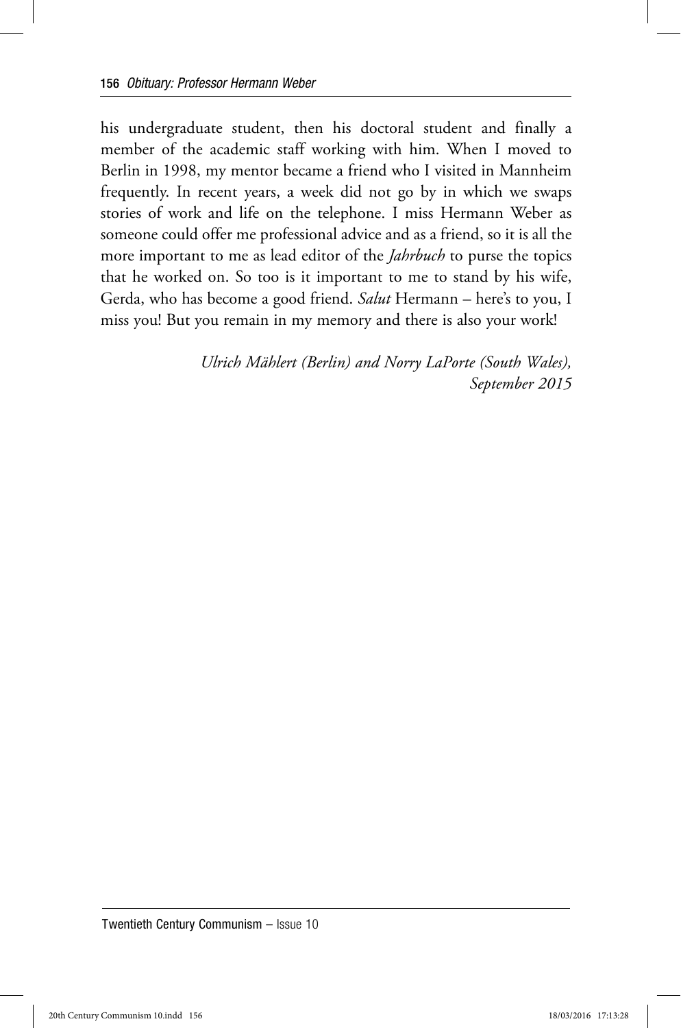his undergraduate student, then his doctoral student and finally a member of the academic staff working with him. When I moved to Berlin in 1998, my mentor became a friend who I visited in Mannheim frequently. In recent years, a week did not go by in which we swaps stories of work and life on the telephone. I miss Hermann Weber as someone could offer me professional advice and as a friend, so it is all the more important to me as lead editor of the *Jahrbuch* to purse the topics that he worked on. So too is it important to me to stand by his wife, Gerda, who has become a good friend. *Salut* Hermann – here's to you, I miss you! But you remain in my memory and there is also your work!

*Ulrich Mählert (Berlin) and Norry LaPorte (South Wales), September 2015*